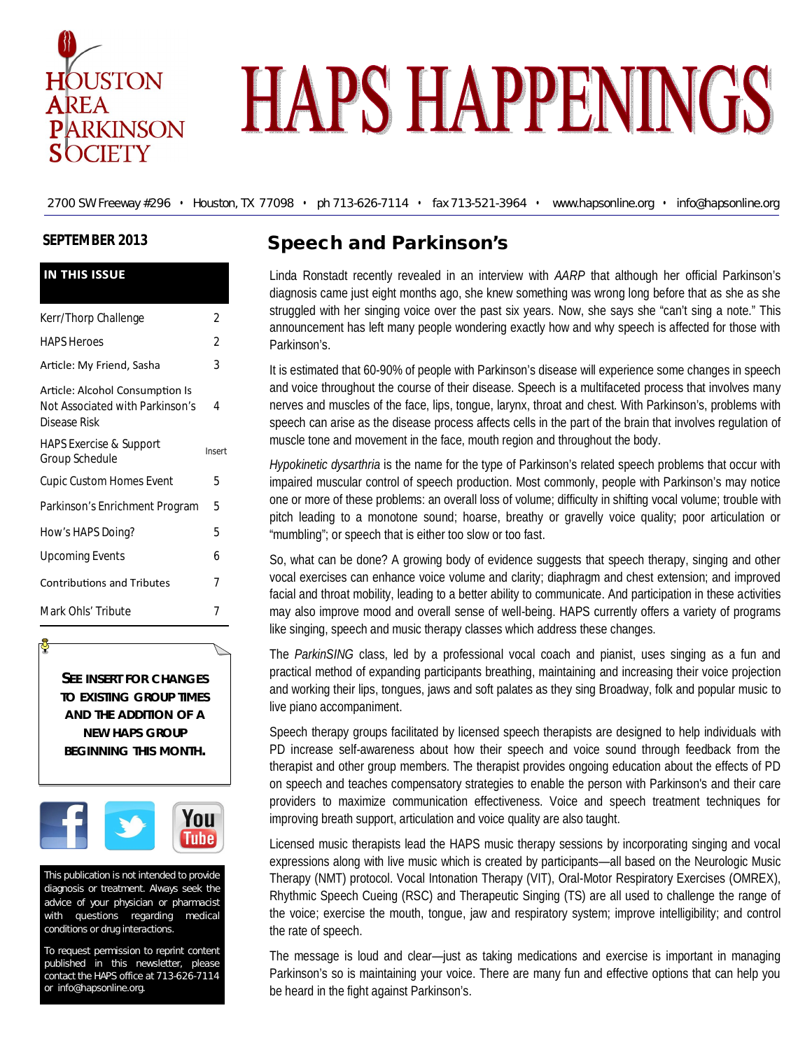# HAPS HAPPENINGS

HOUSTON AREA PARKINSON SOCIETY

2700 SW Freeway #296 • Houston, TX 77098 • ph 713-626-7114 • fax 713-521-3964 • www.hapsonline.org • info@hapsonline.org

**SEPTEMBER 2013**

**IN THIS ISSUE**

| | |
|---|---|
| Kerr/Thorp Challenge | 2 |
| HAPS Heroes | 2 |
| Article: My Friend, Sasha | 3 |
| Article: Alcohol Consumption Is Not Associated with Parkinson's Disease Risk | 4 |
| HAPS Exercise & Support Group Schedule | Insert |
| Cupic Custom Homes Event | 5 |
| Parkinson's Enrichment Program | 5 |
| How's HAPS Doing? | 5 |
| Upcoming Events | 6 |
| Contributions and Tributes | 7 |
| Mark Ohls' Tribute | 7 |

**SEE INSERT FOR CHANGES TO EXISTING GROUP TIMES AND THE ADDITION OF A NEW HAPS GROUP BEGINNING THIS MONTH.**

This publication is not intended to provide diagnosis or treatment. Always seek the advice of your physician or pharmacist with questions regarding medical conditions or drug interactions.

To request permission to reprint content published in this newsletter, please contact the HAPS office at 713-626-7114 or info@hapsonline.org.

## Speech and Parkinson's

Linda Ronstadt recently revealed in an interview with *AARP* that although her official Parkinson's diagnosis came just eight months ago, she knew something was wrong long before that as she as she struggled with her singing voice over the past six years. Now, she says she "can't sing a note." This announcement has left many people wondering exactly how and why speech is affected for those with Parkinson's.

It is estimated that 60-90% of people with Parkinson's disease will experience some changes in speech and voice throughout the course of their disease. Speech is a multifaceted process that involves many nerves and muscles of the face, lips, tongue, larynx, throat and chest. With Parkinson's, problems with speech can arise as the disease process affects cells in the part of the brain that involves regulation of muscle tone and movement in the face, mouth region and throughout the body.

*Hypokinetic dysarthria* is the name for the type of Parkinson's related speech problems that occur with impaired muscular control of speech production. Most commonly, people with Parkinson's may notice one or more of these problems: an overall loss of volume; difficulty in shifting vocal volume; trouble with pitch leading to a monotone sound; hoarse, breathy or gravelly voice quality; poor articulation or "mumbling"; or speech that is either too slow or too fast.

So, what can be done? A growing body of evidence suggests that speech therapy, singing and other vocal exercises can enhance voice volume and clarity; diaphragm and chest extension; and improved facial and throat mobility, leading to a better ability to communicate. And participation in these activities may also improve mood and overall sense of well-being. HAPS currently offers a variety of programs like singing, speech and music therapy classes which address these changes.

The *ParkinSING* class, led by a professional vocal coach and pianist, uses singing as a fun and practical method of expanding participants breathing, maintaining and increasing their voice projection and working their lips, tongues, jaws and soft palates as they sing Broadway, folk and popular music to live piano accompaniment.

Speech therapy groups facilitated by licensed speech therapists are designed to help individuals with PD increase self-awareness about how their speech and voice sound through feedback from the therapist and other group members. The therapist provides ongoing education about the effects of PD on speech and teaches compensatory strategies to enable the person with Parkinson's and their care providers to maximize communication effectiveness. Voice and speech treatment techniques for improving breath support, articulation and voice quality are also taught.

Licensed music therapists lead the HAPS music therapy sessions by incorporating singing and vocal expressions along with live music which is created by participants—all based on the Neurologic Music Therapy (NMT) protocol. Vocal Intonation Therapy (VIT), Oral-Motor Respiratory Exercises (OMREX), Rhythmic Speech Cueing (RSC) and Therapeutic Singing (TS) are all used to challenge the range of the voice; exercise the mouth, tongue, jaw and respiratory system; improve intelligibility; and control the rate of speech.

The message is loud and clear—just as taking medications and exercise is important in managing Parkinson's so is maintaining your voice. There are many fun and effective options that can help you be heard in the fight against Parkinson's.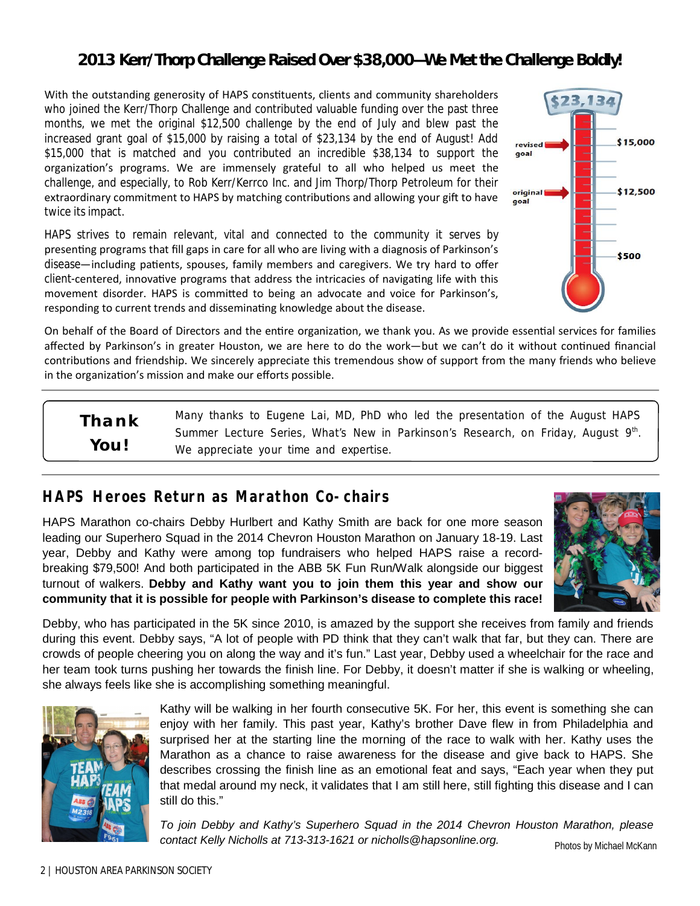## 2013 Kerr/Thorp Challenge Raised Over $38,000—We Met the Challenge Boldly!

With the outstanding generosity of HAPS constituents, clients and community shareholders who joined the Kerr/Thorp Challenge and contributed valuable funding over the past three months, we met the original $12,500 challenge by the end of July and blew past the increased grant goal of $15,000 by raising a total of $23,134 by the end of August! Add $15,000 that is matched and you contributed an incredible $38,134 to support the organization's programs. We are immensely grateful to all who helped us meet the challenge, and especially, to Rob Kerr/Kerrco Inc. and Jim Thorp/Thorp Petroleum for their extraordinary commitment to HAPS by matching contributions and allowing your gift to have twice its impact.

HAPS strives to remain relevant, vital and connected to the community it serves by presenting programs that fill gaps in care for all who are living with a diagnosis of Parkinson's disease—including patients, spouses, family members and caregivers. We try hard to offer client-centered, innovative programs that address the intricacies of navigating life with this movement disorder. HAPS is committed to being an advocate and voice for Parkinson's, responding to current trends and disseminating knowledge about the disease.

$23,134

revised goal — $15,000

original goal — $12,500

$500

On behalf of the Board of Directors and the entire organization, we thank you. As we provide essential services for families affected by Parkinson's in greater Houston, we are here to do the work—but we can't do it without continued financial contributions and friendship. We sincerely appreciate this tremendous show of support from the many friends who believe in the organization's mission and make our efforts possible.

**Thank You!**

Many thanks to Eugene Lai, MD, PhD who led the presentation of the August HAPS Summer Lecture Series, What's New in Parkinson's Research, on Friday, August 9th. We appreciate your time and expertise.

## HAPS Heroes Return as Marathon Co-chairs

HAPS Marathon co-chairs Debby Hurlbert and Kathy Smith are back for one more season leading our Superhero Squad in the 2014 Chevron Houston Marathon on January 18-19. Last year, Debby and Kathy were among top fundraisers who helped HAPS raise a record-breaking $79,500! And both participated in the ABB 5K Fun Run/Walk alongside our biggest turnout of walkers. **Debby and Kathy want you to join them this year and show our community that it is possible for people with Parkinson's disease to complete this race!**

Debby, who has participated in the 5K since 2010, is amazed by the support she receives from family and friends during this event. Debby says, "A lot of people with PD think that they can't walk that far, but they can. There are crowds of people cheering you on along the way and it's fun." Last year, Debby used a wheelchair for the race and her team took turns pushing her towards the finish line. For Debby, it doesn't matter if she is walking or wheeling, she always feels like she is accomplishing something meaningful.

Kathy will be walking in her fourth consecutive 5K. For her, this event is something she can enjoy with her family. This past year, Kathy's brother Dave flew in from Philadelphia and surprised her at the starting line the morning of the race to walk with her. Kathy uses the Marathon as a chance to raise awareness for the disease and give back to HAPS. She describes crossing the finish line as an emotional feat and says, "Each year when they put that medal around my neck, it validates that I am still here, still fighting this disease and I can still do this."

*To join Debby and Kathy's Superhero Squad in the 2014 Chevron Houston Marathon, please contact Kelly Nicholls at 713-313-1621 or nicholls@hapsonline.org.*

Photos by Michael McKann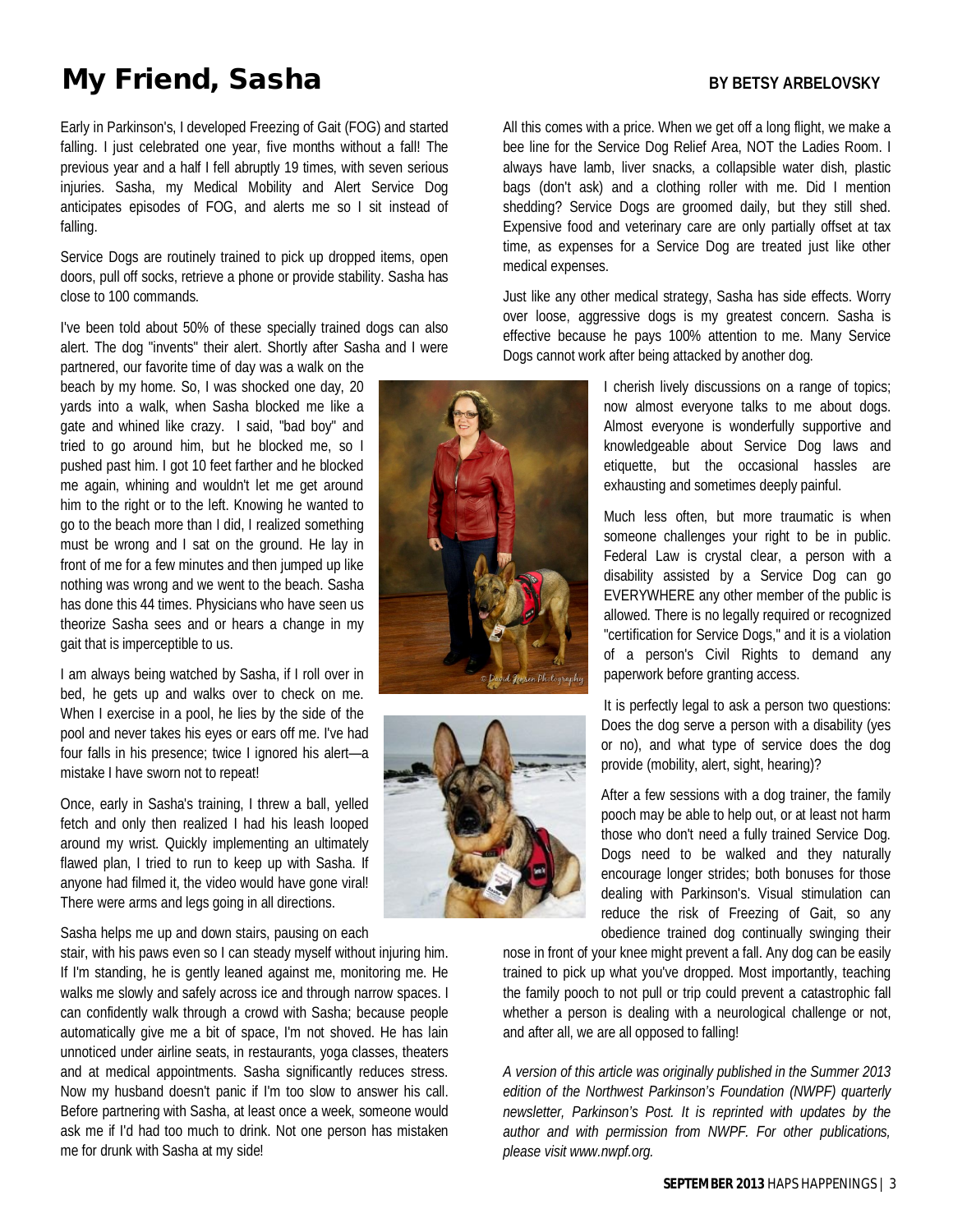# My Friend, Sasha

**BY BETSY ARBELOVSKY**

Early in Parkinson's, I developed Freezing of Gait (FOG) and started falling. I just celebrated one year, five months without a fall! The previous year and a half I fell abruptly 19 times, with seven serious injuries. Sasha, my Medical Mobility and Alert Service Dog anticipates episodes of FOG, and alerts me so I sit instead of falling.

Service Dogs are routinely trained to pick up dropped items, open doors, pull off socks, retrieve a phone or provide stability. Sasha has close to 100 commands.

I've been told about 50% of these specially trained dogs can also alert. The dog "invents" their alert. Shortly after Sasha and I were partnered, our favorite time of day was a walk on the beach by my home. So, I was shocked one day, 20 yards into a walk, when Sasha blocked me like a gate and whined like crazy. I said, "bad boy" and tried to go around him, but he blocked me, so I pushed past him. I got 10 feet farther and he blocked me again, whining and wouldn't let me get around him to the right or to the left. Knowing he wanted to go to the beach more than I did, I realized something must be wrong and I sat on the ground. He lay in front of me for a few minutes and then jumped up like nothing was wrong and we went to the beach. Sasha has done this 44 times. Physicians who have seen us theorize Sasha sees and or hears a change in my gait that is imperceptible to us.

I am always being watched by Sasha, if I roll over in bed, he gets up and walks over to check on me. When I exercise in a pool, he lies by the side of the pool and never takes his eyes or ears off me. I've had four falls in his presence; twice I ignored his alert—a mistake I have sworn not to repeat!

Once, early in Sasha's training, I threw a ball, yelled fetch and only then realized I had his leash looped around my wrist. Quickly implementing an ultimately flawed plan, I tried to run to keep up with Sasha. If anyone had filmed it, the video would have gone viral! There were arms and legs going in all directions.

Sasha helps me up and down stairs, pausing on each stair, with his paws even so I can steady myself without injuring him. If I'm standing, he is gently leaned against me, monitoring me. He walks me slowly and safely across ice and through narrow spaces. I can confidently walk through a crowd with Sasha; because people automatically give me a bit of space, I'm not shoved. He has lain unnoticed under airline seats, in restaurants, yoga classes, theaters and at medical appointments. Sasha significantly reduces stress. Now my husband doesn't panic if I'm too slow to answer his call. Before partnering with Sasha, at least once a week, someone would ask me if I'd had too much to drink. Not one person has mistaken me for drunk with Sasha at my side!

All this comes with a price. When we get off a long flight, we make a bee line for the Service Dog Relief Area, NOT the Ladies Room. I always have lamb, liver snacks, a collapsible water dish, plastic bags (don't ask) and a clothing roller with me. Did I mention shedding? Service Dogs are groomed daily, but they still shed. Expensive food and veterinary care are only partially offset at tax time, as expenses for a Service Dog are treated just like other medical expenses.

Just like any other medical strategy, Sasha has side effects. Worry over loose, aggressive dogs is my greatest concern. Sasha is effective because he pays 100% attention to me. Many Service Dogs cannot work after being attacked by another dog.

I cherish lively discussions on a range of topics; now almost everyone talks to me about dogs. Almost everyone is wonderfully supportive and knowledgeable about Service Dog laws and etiquette, but the occasional hassles are exhausting and sometimes deeply painful.

Much less often, but more traumatic is when someone challenges your right to be in public. Federal Law is crystal clear, a person with a disability assisted by a Service Dog can go EVERYWHERE any other member of the public is allowed. There is no legally required or recognized "certification for Service Dogs," and it is a violation of a person's Civil Rights to demand any paperwork before granting access.

It is perfectly legal to ask a person two questions: Does the dog serve a person with a disability (yes or no), and what type of service does the dog provide (mobility, alert, sight, hearing)?

After a few sessions with a dog trainer, the family pooch may be able to help out, or at least not harm those who don't need a fully trained Service Dog. Dogs need to be walked and they naturally encourage longer strides; both bonuses for those dealing with Parkinson's. Visual stimulation can reduce the risk of Freezing of Gait, so any obedience trained dog continually swinging their nose in front of your knee might prevent a fall. Any dog can be easily trained to pick up what you've dropped. Most importantly, teaching the family pooch to not pull or trip could prevent a catastrophic fall whether a person is dealing with a neurological challenge or not, and after all, we are all opposed to falling!

*A version of this article was originally published in the Summer 2013 edition of the Northwest Parkinson's Foundation (NWPF) quarterly newsletter, Parkinson's Post. It is reprinted with updates by the author and with permission from NWPF. For other publications, please visit www.nwpf.org.*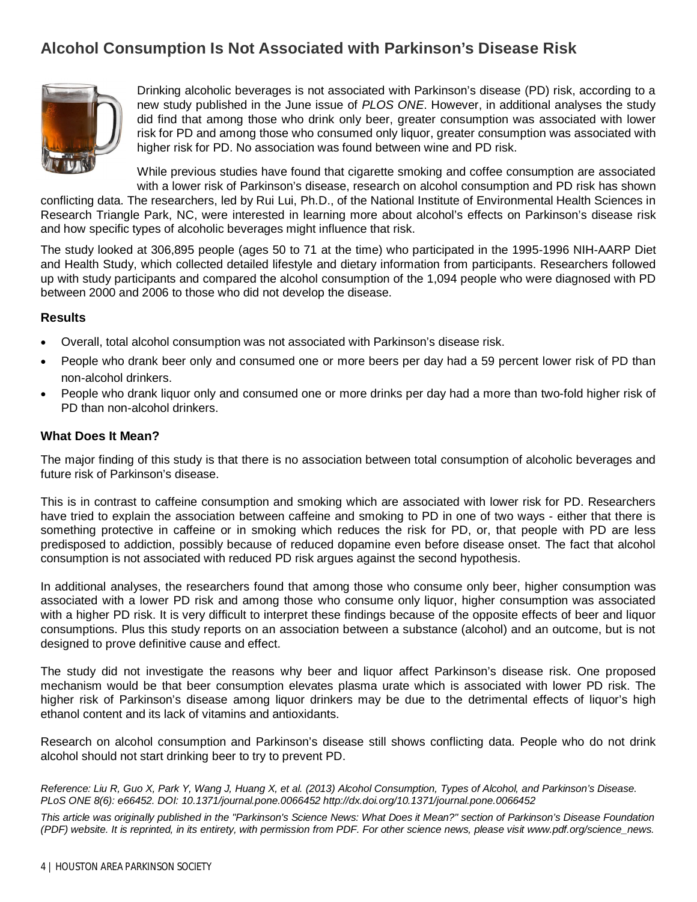## Alcohol Consumption Is Not Associated with Parkinson's Disease Risk

Drinking alcoholic beverages is not associated with Parkinson's disease (PD) risk, according to a new study published in the June issue of *PLOS ONE*. However, in additional analyses the study did find that among those who drink only beer, greater consumption was associated with lower risk for PD and among those who consumed only liquor, greater consumption was associated with higher risk for PD. No association was found between wine and PD risk.

While previous studies have found that cigarette smoking and coffee consumption are associated with a lower risk of Parkinson's disease, research on alcohol consumption and PD risk has shown conflicting data. The researchers, led by Rui Lui, Ph.D., of the National Institute of Environmental Health Sciences in Research Triangle Park, NC, were interested in learning more about alcohol's effects on Parkinson's disease risk and how specific types of alcoholic beverages might influence that risk.

The study looked at 306,895 people (ages 50 to 71 at the time) who participated in the 1995-1996 NIH-AARP Diet and Health Study, which collected detailed lifestyle and dietary information from participants. Researchers followed up with study participants and compared the alcohol consumption of the 1,094 people who were diagnosed with PD between 2000 and 2006 to those who did not develop the disease.

### Results

- Overall, total alcohol consumption was not associated with Parkinson's disease risk.
- People who drank beer only and consumed one or more beers per day had a 59 percent lower risk of PD than non-alcohol drinkers.
- People who drank liquor only and consumed one or more drinks per day had a more than two-fold higher risk of PD than non-alcohol drinkers.

### What Does It Mean?

The major finding of this study is that there is no association between total consumption of alcoholic beverages and future risk of Parkinson's disease.

This is in contrast to caffeine consumption and smoking which are associated with lower risk for PD. Researchers have tried to explain the association between caffeine and smoking to PD in one of two ways - either that there is something protective in caffeine or in smoking which reduces the risk for PD, or, that people with PD are less predisposed to addiction, possibly because of reduced dopamine even before disease onset. The fact that alcohol consumption is not associated with reduced PD risk argues against the second hypothesis.

In additional analyses, the researchers found that among those who consume only beer, higher consumption was associated with a lower PD risk and among those who consume only liquor, higher consumption was associated with a higher PD risk. It is very difficult to interpret these findings because of the opposite effects of beer and liquor consumptions. Plus this study reports on an association between a substance (alcohol) and an outcome, but is not designed to prove definitive cause and effect.

The study did not investigate the reasons why beer and liquor affect Parkinson's disease risk. One proposed mechanism would be that beer consumption elevates plasma urate which is associated with lower PD risk. The higher risk of Parkinson's disease among liquor drinkers may be due to the detrimental effects of liquor's high ethanol content and its lack of vitamins and antioxidants.

Research on alcohol consumption and Parkinson's disease still shows conflicting data. People who do not drink alcohol should not start drinking beer to try to prevent PD.

*Reference: Liu R, Guo X, Park Y, Wang J, Huang X, et al. (2013) Alcohol Consumption, Types of Alcohol, and Parkinson's Disease. PLoS ONE 8(6): e66452. DOI: 10.1371/journal.pone.0066452 http://dx.doi.org/10.1371/journal.pone.0066452*

*This article was originally published in the "Parkinson's Science News: What Does it Mean?" section of Parkinson's Disease Foundation (PDF) website. It is reprinted, in its entirety, with permission from PDF. For other science news, please visit www.pdf.org/science_news.*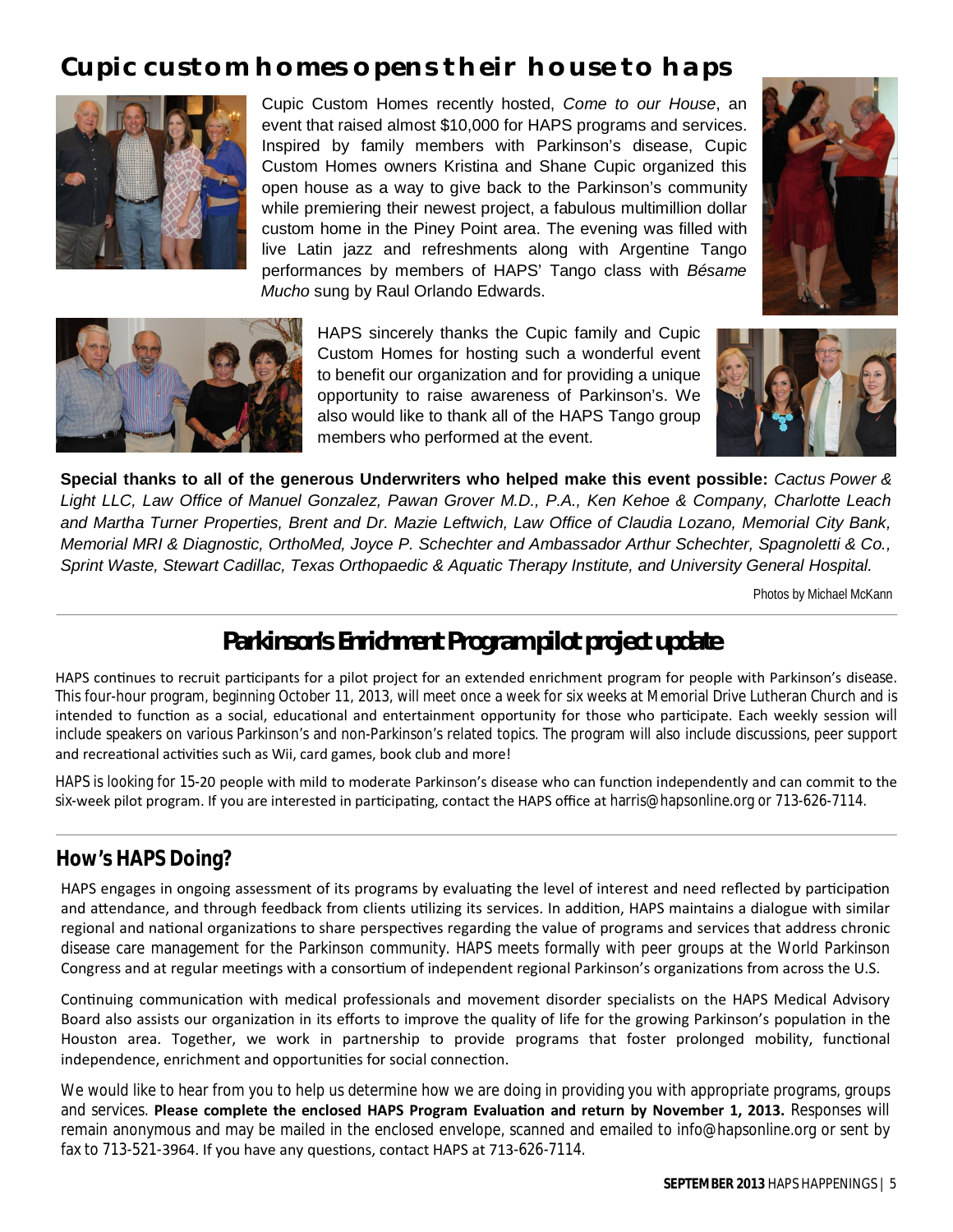# Cupic custom homes opens their house to haps

Cupic Custom Homes recently hosted, *Come to our House*, an event that raised almost $10,000 for HAPS programs and services. Inspired by family members with Parkinson's disease, Cupic Custom Homes owners Kristina and Shane Cupic organized this open house as a way to give back to the Parkinson's community while premiering their newest project, a fabulous multimillion dollar custom home in the Piney Point area. The evening was filled with live Latin jazz and refreshments along with Argentine Tango performances by members of HAPS' Tango class with *Bésame Mucho* sung by Raul Orlando Edwards.

HAPS sincerely thanks the Cupic family and Cupic Custom Homes for hosting such a wonderful event to benefit our organization and for providing a unique opportunity to raise awareness of Parkinson's. We also would like to thank all of the HAPS Tango group members who performed at the event.

**Special thanks to all of the generous Underwriters who helped make this event possible:** *Cactus Power & Light LLC, Law Office of Manuel Gonzalez, Pawan Grover M.D., P.A., Ken Kehoe & Company, Charlotte Leach and Martha Turner Properties, Brent and Dr. Mazie Leftwich, Law Office of Claudia Lozano, Memorial City Bank, Memorial MRI & Diagnostic, OrthoMed, Joyce P. Schechter and Ambassador Arthur Schechter, Spagnoletti & Co., Sprint Waste, Stewart Cadillac, Texas Orthopaedic & Aquatic Therapy Institute, and University General Hospital.*

Photos by Michael McKann

## Parkinson's Enrichment Program pilot project update

HAPS continues to recruit participants for a pilot project for an extended enrichment program for people with Parkinson's disease. This four-hour program, beginning October 11, 2013, will meet once a week for six weeks at Memorial Drive Lutheran Church and is intended to function as a social, educational and entertainment opportunity for those who participate. Each weekly session will include speakers on various Parkinson's and non-Parkinson's related topics. The program will also include discussions, peer support and recreational activities such as Wii, card games, book club and more!

HAPS is looking for 15-20 people with mild to moderate Parkinson's disease who can function independently and can commit to the six-week pilot program. If you are interested in participating, contact the HAPS office at harris@hapsonline.org or 713-626-7114.

## How's HAPS Doing?

HAPS engages in ongoing assessment of its programs by evaluating the level of interest and need reflected by participation and attendance, and through feedback from clients utilizing its services. In addition, HAPS maintains a dialogue with similar regional and national organizations to share perspectives regarding the value of programs and services that address chronic disease care management for the Parkinson community. HAPS meets formally with peer groups at the World Parkinson Congress and at regular meetings with a consortium of independent regional Parkinson's organizations from across the U.S.

Continuing communication with medical professionals and movement disorder specialists on the HAPS Medical Advisory Board also assists our organization in its efforts to improve the quality of life for the growing Parkinson's population in the Houston area. Together, we work in partnership to provide programs that foster prolonged mobility, functional independence, enrichment and opportunities for social connection.

We would like to hear from you to help us determine how we are doing in providing you with appropriate programs, groups and services. **Please complete the enclosed HAPS Program Evaluation and return by November 1, 2013.** Responses will remain anonymous and may be mailed in the enclosed envelope, scanned and emailed to info@hapsonline.org or sent by fax to 713-521-3964. If you have any questions, contact HAPS at 713-626-7114.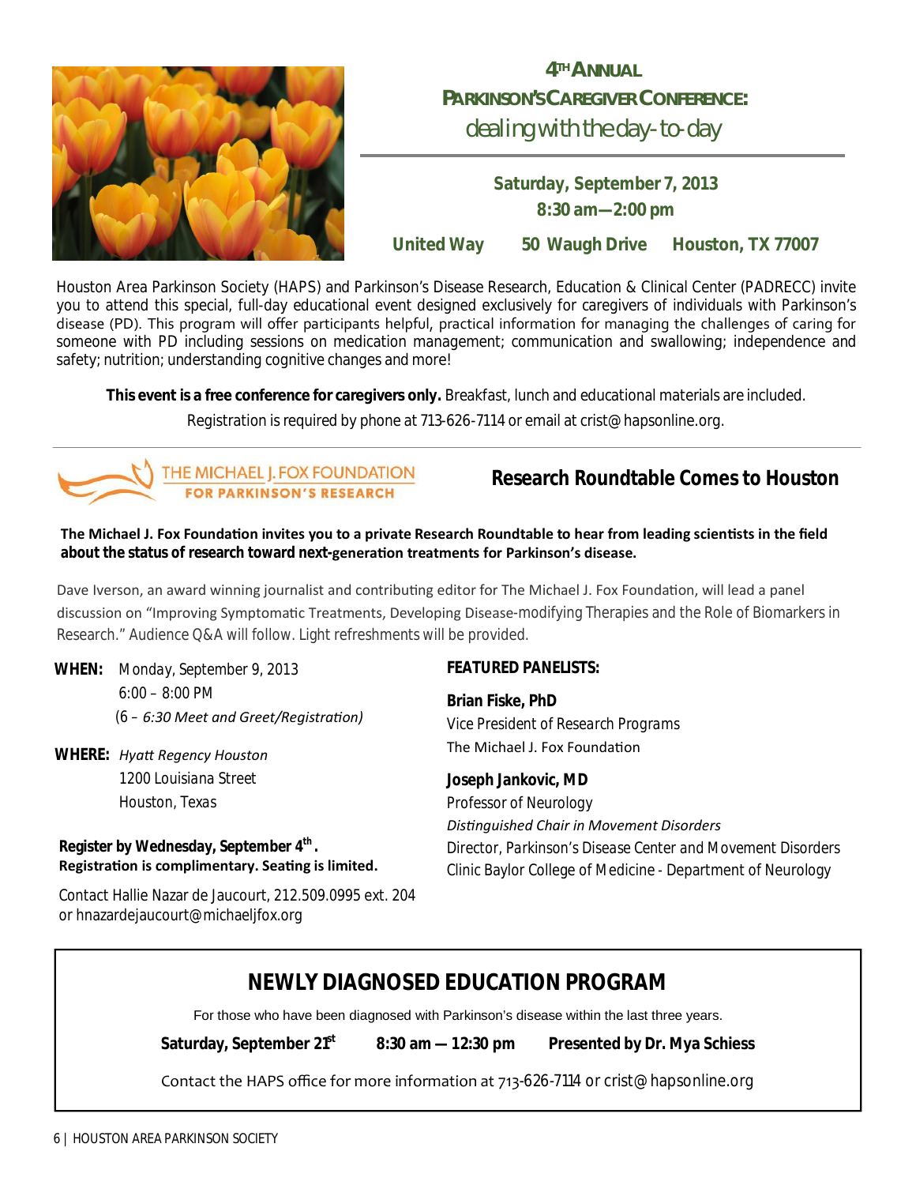## 4TH ANNUAL PARKINSON'S CAREGIVER CONFERENCE: dealing with the day-to-day

**Saturday, September 7, 2013**
**8:30 am—2:00 pm**

**United Way     50 Waugh Drive     Houston, TX 77007**

Houston Area Parkinson Society (HAPS) and Parkinson's Disease Research, Education & Clinical Center (PADRECC) invite you to attend this special, full-day educational event designed exclusively for caregivers of individuals with Parkinson's disease (PD). This program will offer participants helpful, practical information for managing the challenges of caring for someone with PD including sessions on medication management; communication and swallowing; independence and safety; nutrition; understanding cognitive changes and more!

**This event is a free conference for caregivers only.** Breakfast, lunch and educational materials are included.

Registration is required by phone at 713-626-7114 or email at crist@hapsonline.org.

---

THE MICHAEL J. FOX FOUNDATION FOR PARKINSON'S RESEARCH

## Research Roundtable Comes to Houston

**The Michael J. Fox Foundation invites you to a private Research Roundtable to hear from leading scientists in the field about the status of research toward next-generation treatments for Parkinson's disease.**

Dave Iverson, an award winning journalist and contributing editor for The Michael J. Fox Foundation, will lead a panel discussion on "Improving Symptomatic Treatments, Developing Disease-modifying Therapies and the Role of Biomarkers in Research." Audience Q&A will follow. Light refreshments will be provided.

**WHEN:** Monday, September 9, 2013
6:00 – 8:00 PM
(6 – *6:30 Meet and Greet/Registration)*

**WHERE:** *Hyatt Regency Houston*
1200 Louisiana Street
Houston, Texas

**Register by Wednesday, September 4th.**
**Registration is complimentary. Seating is limited.**

Contact Hallie Nazar de Jaucourt, 212.509.0995 ext. 204 or hnazardejaucourt@michaeljfox.org

**FEATURED PANELISTS:**

**Brian Fiske, PhD**
Vice President of Research Programs
The Michael J. Fox Foundation

**Joseph Jankovic, MD**
Professor of Neurology
*Distinguished Chair in Movement Disorders*
Director, Parkinson's Disease Center and Movement Disorders Clinic Baylor College of Medicine - Department of Neurology

---

## NEWLY DIAGNOSED EDUCATION PROGRAM

For those who have been diagnosed with Parkinson's disease within the last three years.

**Saturday, September 21st     8:30 am — 12:30 pm     Presented by Dr. Mya Schiess**

Contact the HAPS office for more information at 713-626-7114 or crist@hapsonline.org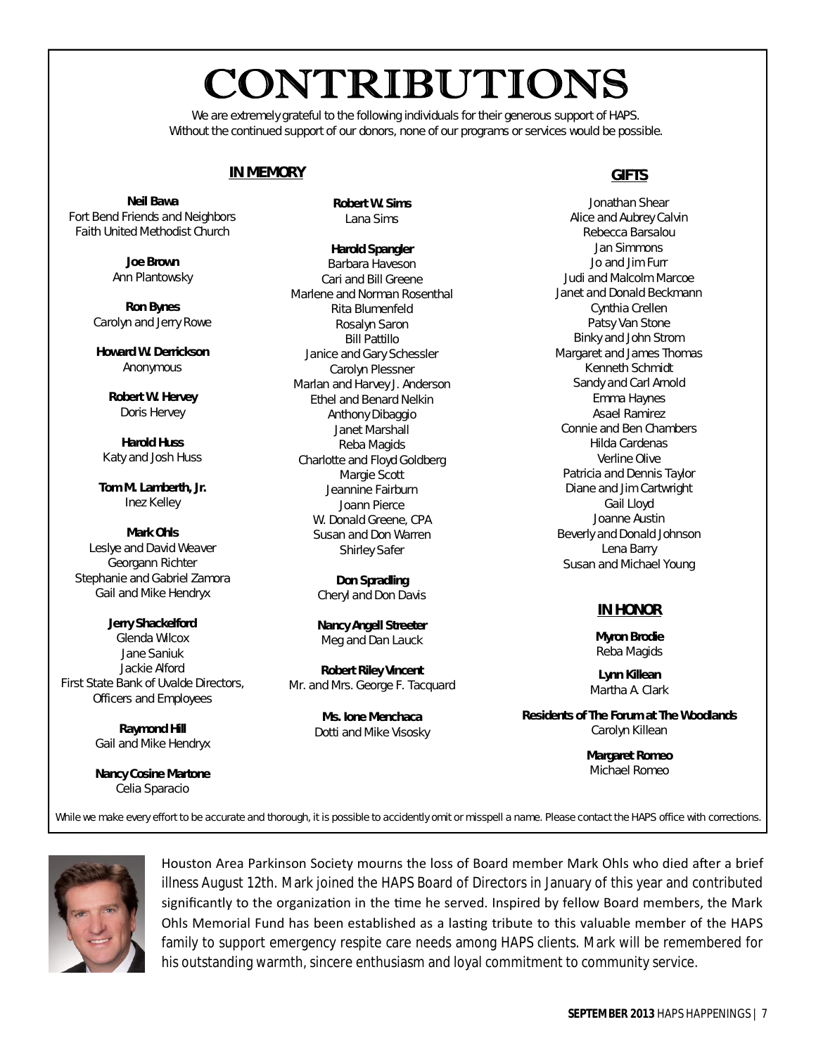# CONTRIBUTIONS

We are extremely grateful to the following individuals for their generous support of HAPS.
Without the continued support of our donors, none of our programs or services would be possible.

## IN MEMORY

**Neil Bawa**
Fort Bend Friends and Neighbors
Faith United Methodist Church

**Joe Brown**
Ann Plantowsky

**Ron Bynes**
Carolyn and Jerry Rowe

**Howard W. Derrickson**
Anonymous

**Robert W. Hervey**
Doris Hervey

**Harold Huss**
Katy and Josh Huss

**Tom M. Lamberth, Jr.**
Inez Kelley

**Mark Ohls**
Leslye and David Weaver
Georgann Richter
Stephanie and Gabriel Zamora
Gail and Mike Hendryx

**Jerry Shackelford**
Glenda Wilcox
Jane Saniuk
Jackie Alford
First State Bank of Uvalde Directors, Officers and Employees

**Raymond Hill**
Gail and Mike Hendryx

**Nancy Cosine Martone**
Celia Sparacio

**Robert W. Sims**
Lana Sims

**Harold Spangler**
Barbara Haveson
Cari and Bill Greene
Marlene and Norman Rosenthal
Rita Blumenfeld
Rosalyn Saron
Bill Pattillo
Janice and Gary Schessler
Carolyn Plessner
Marlan and Harvey J. Anderson
Ethel and Benard Nelkin
Anthony Dibaggio
Janet Marshall
Reba Magids
Charlotte and Floyd Goldberg
Margie Scott
Jeannine Fairburn
Joann Pierce
W. Donald Greene, CPA
Susan and Don Warren
Shirley Safer

**Don Spradling**
Cheryl and Don Davis

**Nancy Angell Streeter**
Meg and Dan Lauck

**Robert Riley Vincent**
Mr. and Mrs. George F. Tacquard

**Ms. Ione Menchaca**
Dotti and Mike Visosky

## GIFTS

Jonathan Shear
Alice and Aubrey Calvin
Rebecca Barsalou
Jan Simmons
Jo and Jim Furr
Judi and Malcolm Marcoe
Janet and Donald Beckmann
Cynthia Crellen
Patsy Van Stone
Binky and John Strom
Margaret and James Thomas
Kenneth Schmidt
Sandy and Carl Arnold
Emma Haynes
Asael Ramirez
Connie and Ben Chambers
Hilda Cardenas
Verline Olive
Patricia and Dennis Taylor
Diane and Jim Cartwright
Gail Lloyd
Joanne Austin
Beverly and Donald Johnson
Lena Barry
Susan and Michael Young

## IN HONOR

**Myron Brodie**
Reba Magids

**Lynn Killean**
Martha A. Clark

**Residents of The Forum at The Woodlands**
Carolyn Killean

**Margaret Romeo**
Michael Romeo

While we make every effort to be accurate and thorough, it is possible to accidently omit or misspell a name. Please contact the HAPS office with corrections.

Houston Area Parkinson Society mourns the loss of Board member Mark Ohls who died after a brief illness August 12th. Mark joined the HAPS Board of Directors in January of this year and contributed significantly to the organization in the time he served. Inspired by fellow Board members, the Mark Ohls Memorial Fund has been established as a lasting tribute to this valuable member of the HAPS family to support emergency respite care needs among HAPS clients. Mark will be remembered for his outstanding warmth, sincere enthusiasm and loyal commitment to community service.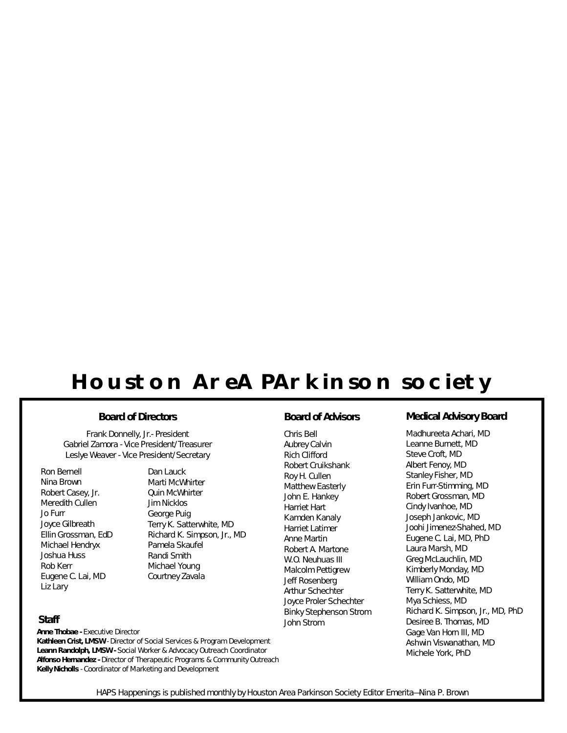# Houston AreA PArkinson society

## Board of Directors

Frank Donnelly, Jr.- President
Gabriel Zamora - Vice President/Treasurer
Leslye Weaver - Vice President/Secretary

Ron Bernell
Nina Brown
Robert Casey, Jr.
Meredith Cullen
Jo Furr
Joyce Gilbreath
Ellin Grossman, EdD
Michael Hendryx
Joshua Huss
Rob Kerr
Eugene C. Lai, MD
Liz Lary
Dan Lauck
Marti McWhirter
Quin McWhirter
Jim Nicklos
George Puig
Terry K. Satterwhite, MD
Richard K. Simpson, Jr., MD
Pamela Skaufel
Randi Smith
Michael Young
Courtney Zavala

## Staff

**Anne Thobae -** Executive Director
**Kathleen Crist, LMSW** - Director of Social Services & Program Development
**Leann Randolph, LMSW -** Social Worker & Advocacy Outreach Coordinator
**Alfonso Hernandez -** Director of Therapeutic Programs & Community Outreach
**Kelly Nicholls** - Coordinator of Marketing and Development

## Board of Advisors

Chris Bell
Aubrey Calvin
Rich Clifford
Robert Cruikshank
Roy H. Cullen
Matthew Easterly
John E. Hankey
Harriet Hart
Kamden Kanaly
Harriet Latimer
Anne Martin
Robert A. Martone
W.O. Neuhuas III
Malcolm Pettigrew
Jeff Rosenberg
Arthur Schechter
Joyce Proler Schechter
Binky Stephenson Strom
John Strom

## Medical Advisory Board

Madhureeta Achari, MD
Leanne Burnett, MD
Steve Croft, MD
Albert Fenoy, MD
Stanley Fisher, MD
Erin Furr-Stimming, MD
Robert Grossman, MD
Cindy Ivanhoe, MD
Joseph Jankovic, MD
Joohi Jimenez-Shahed, MD
Eugene C. Lai, MD, PhD
Laura Marsh, MD
Greg McLauchlin, MD
Kimberly Monday, MD
William Ondo, MD
Terry K. Satterwhite, MD
Mya Schiess, MD
Richard K. Simpson, Jr., MD, PhD
Desiree B. Thomas, MD
Gage Van Horn III, MD
Ashwin Viswanathan, MD
Michele York, PhD

HAPS Happenings is published monthly by Houston Area Parkinson Society Editor Emerita—Nina P. Brown